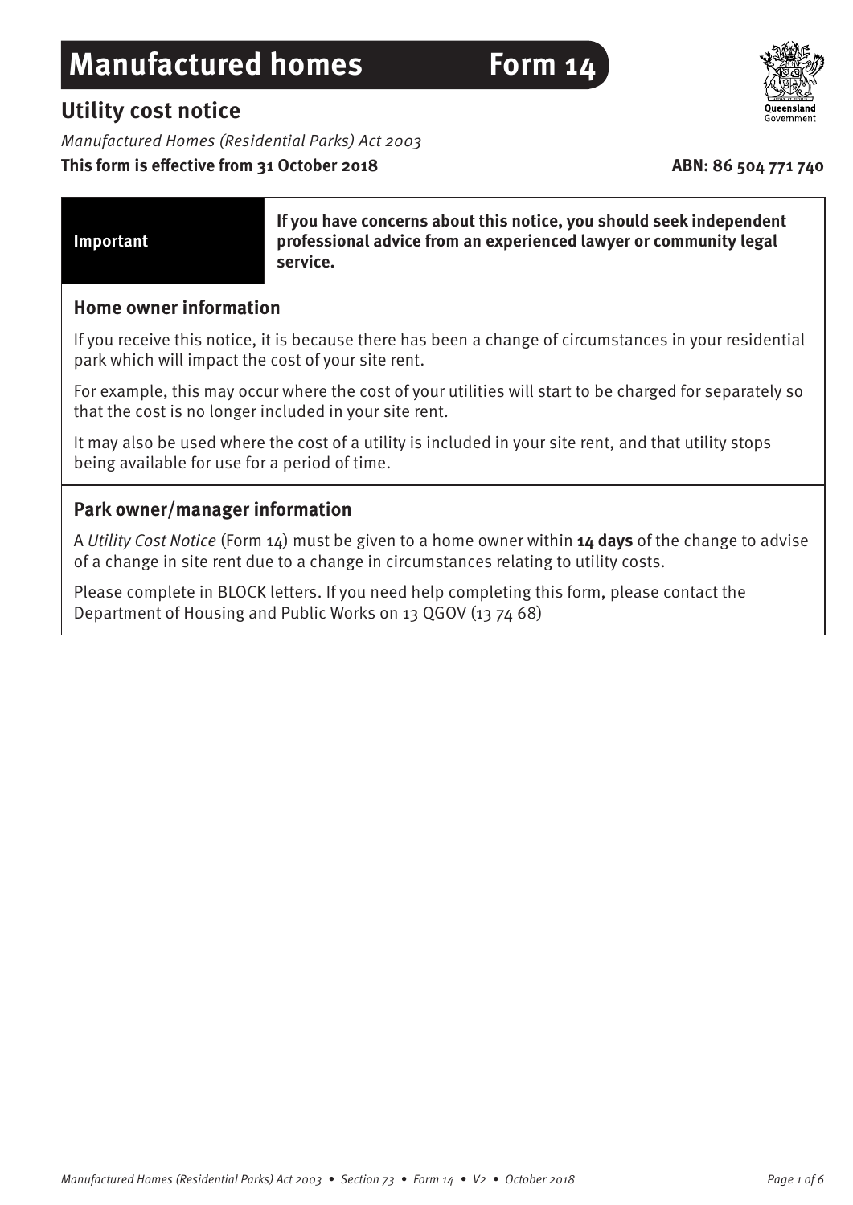# Manufactured homes Form 14

## Utility cost notice

*Manufactured Homes (Residential Parks) Act 2003*

**This form is effective from 31 October 2018** **ABN: 86 504 771 740**

| **Important** | **If you have concerns about this notice, you should seek independent professional advice from an experienced lawyer or community legal service.** |
|---|---|

### Home owner information

If you receive this notice, it is because there has been a change of circumstances in your residential park which will impact the cost of your site rent.

For example, this may occur where the cost of your utilities will start to be charged for separately so that the cost is no longer included in your site rent.

It may also be used where the cost of a utility is included in your site rent, and that utility stops being available for use for a period of time.

### Park owner/manager information

A *Utility Cost Notice* (Form 14) must be given to a home owner within **14 days** of the change to advise of a change in site rent due to a change in circumstances relating to utility costs.

Please complete in BLOCK letters. If you need help completing this form, please contact the Department of Housing and Public Works on 13 QGOV (13 74 68)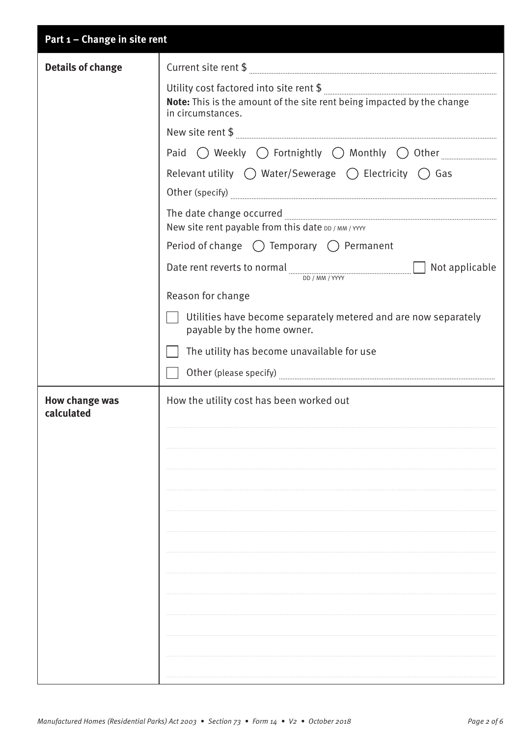## Part 1 – Change in site rent

| | |
|---|---|
| **Details of change** | Current site rent $ ............ |
| | Utility cost factored into site rent $ ............ |
| | **Note:** This is the amount of the site rent being impacted by the change in circumstances. |
| | New site rent $ ............ |
| | Paid ◯ Weekly ◯ Fortnightly ◯ Monthly ◯ Other ............ |
| | Relevant utility ◯ Water/Sewerage ◯ Electricity ◯ Gas |
| | Other (specify) ............ |
| | The date change occurred ............ |
| | New site rent payable from this date DD / MM / YYYY |
| | Period of change ◯ Temporary ◯ Permanent |
| | Date rent reverts to normal ............ DD / MM / YYYY ☐ Not applicable |
| | Reason for change |
| | ☐ Utilities have become separately metered and are now separately payable by the home owner. |
| | ☐ The utility has become unavailable for use |
| | ☐ Other (please specify) ............ |
| **How change was calculated** | How the utility cost has been worked out |
| | ............ |
| | ............ |
| | ............ |
| | ............ |
| | ............ |
| | ............ |
| | ............ |
| | ............ |
| | ............ |
| | ............ |
| | ............ |
| | ............ |
| | ............ |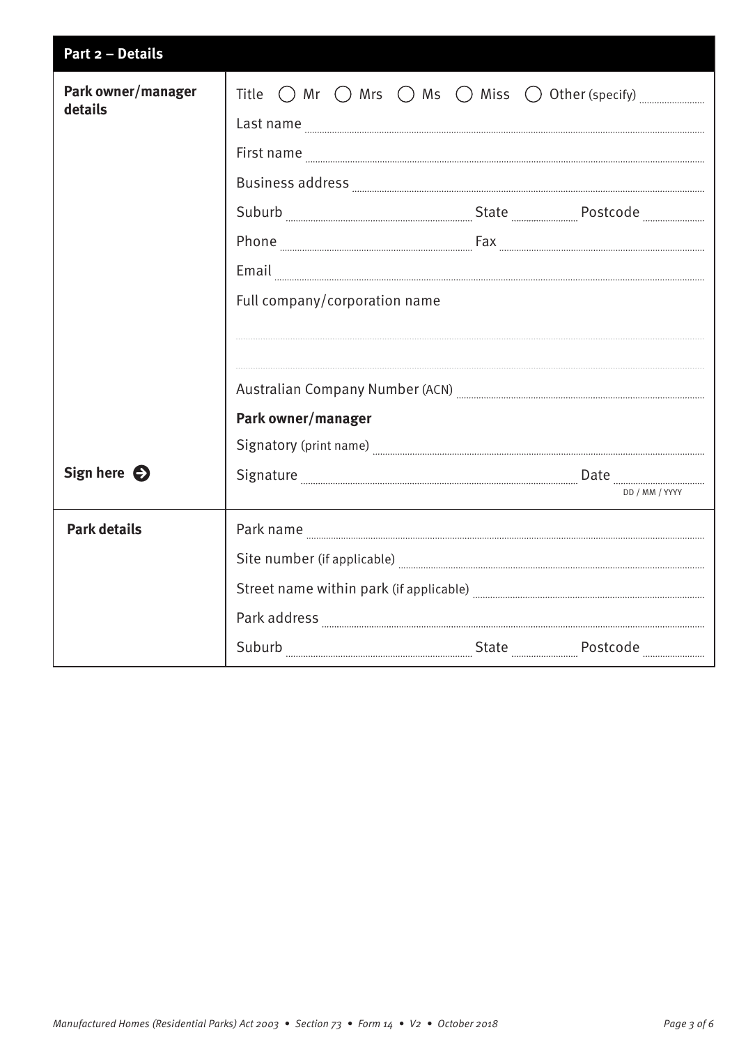## Part 2 – Details

### Park owner/manager details

Title ◯ Mr ◯ Mrs ◯ Ms ◯ Miss ◯ Other (specify) ..................

Last name ..................

First name ..................

Business address ..................

Suburb .................. State .................. Postcode ..................

Phone .................. Fax ..................

Email ..................

Full company/corporation name

..................

..................

Australian Company Number (ACN) ..................

**Park owner/manager**

Signatory (print name) ..................

**Sign here** ➔

Signature .................. Date .................. DD / MM / YYYY

### Park details

Park name ..................

Site number (if applicable) ..................

Street name within park (if applicable) ..................

Park address ..................

Suburb .................. State .................. Postcode ..................

*Manufactured Homes (Residential Parks) Act 2003 • Section 73 • Form 14 • V2 • October 2018*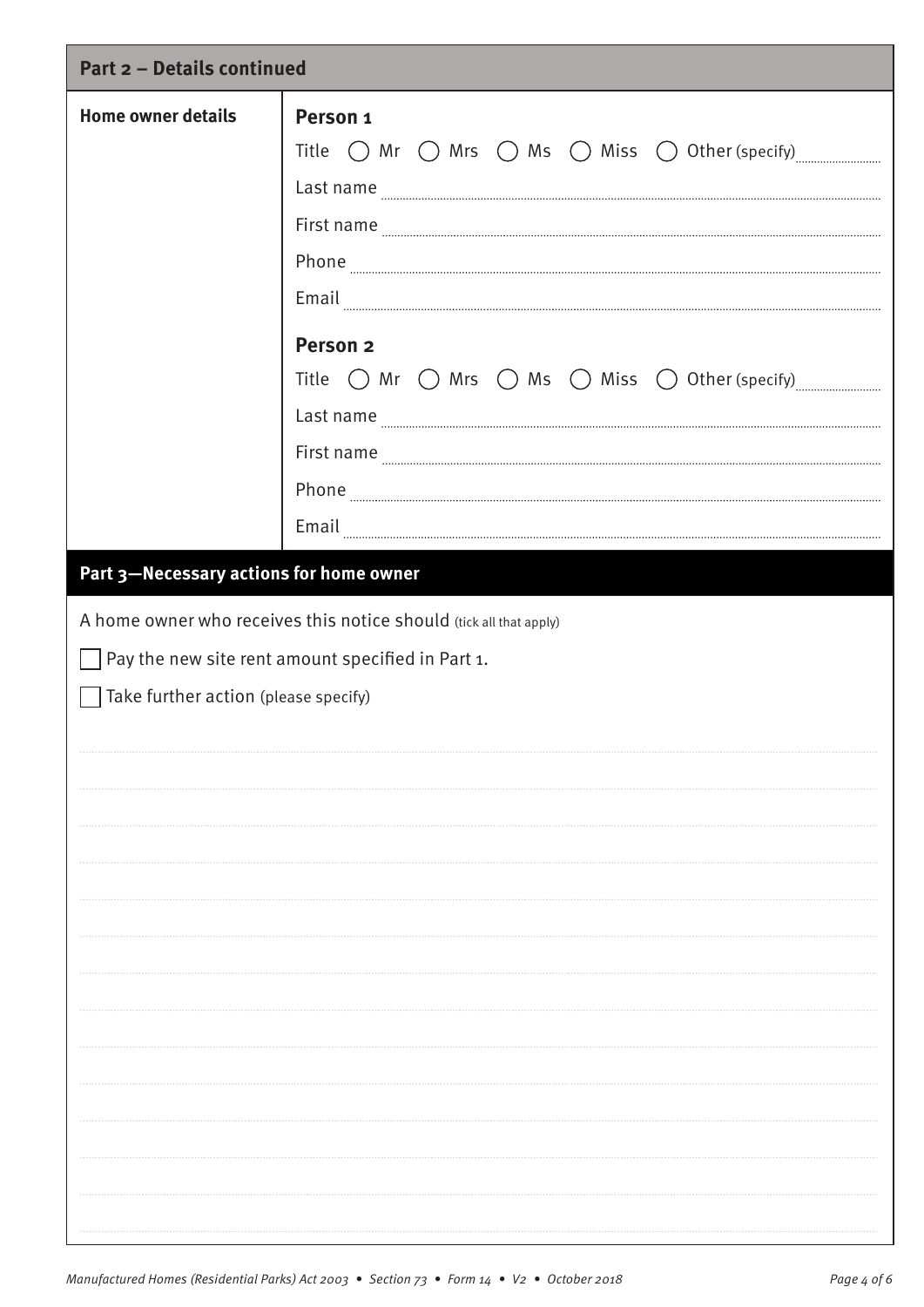## Part 2 – Details continued

**Home owner details**

**Person 1**

Title ◯ Mr ◯ Mrs ◯ Ms ◯ Miss ◯ Other (specify) ..........

Last name ..........

First name ..........

Phone ..........

Email ..........

**Person 2**

Title ◯ Mr ◯ Mrs ◯ Ms ◯ Miss ◯ Other (specify) ..........

Last name ..........

First name ..........

Phone ..........

Email ..........

## Part 3—Necessary actions for home owner

A home owner who receives this notice should (tick all that apply)

☐ Pay the new site rent amount specified in Part 1.

☐ Take further action (please specify)

..........

..........

..........

..........

..........

..........

..........

..........

..........

..........

..........

..........

..........

..........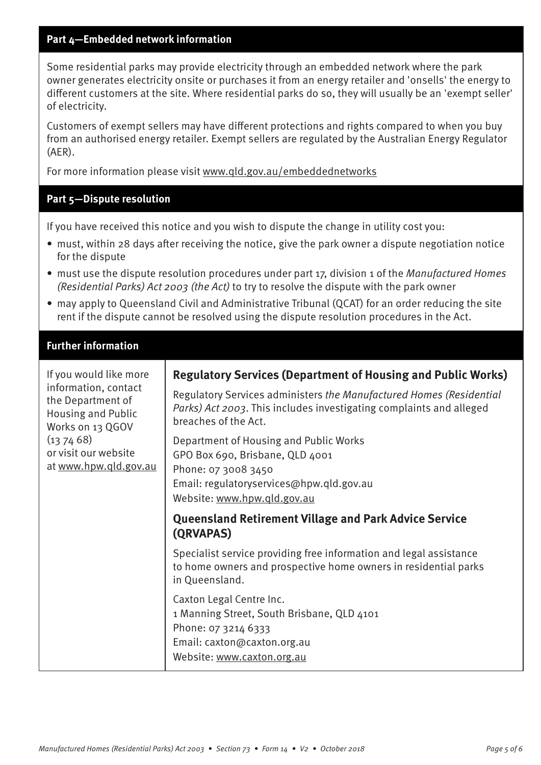## Part 4—Embedded network information

Some residential parks may provide electricity through an embedded network where the park owner generates electricity onsite or purchases it from an energy retailer and 'onsells' the energy to different customers at the site. Where residential parks do so, they will usually be an 'exempt seller' of electricity.

Customers of exempt sellers may have different protections and rights compared to when you buy from an authorised energy retailer. Exempt sellers are regulated by the Australian Energy Regulator (AER).

For more information please visit www.qld.gov.au/embeddednetworks

## Part 5—Dispute resolution

If you have received this notice and you wish to dispute the change in utility cost you:

- must, within 28 days after receiving the notice, give the park owner a dispute negotiation notice for the dispute
- must use the dispute resolution procedures under part 17, division 1 of the *Manufactured Homes (Residential Parks) Act 2003 (the Act)* to try to resolve the dispute with the park owner
- may apply to Queensland Civil and Administrative Tribunal (QCAT) for an order reducing the site rent if the dispute cannot be resolved using the dispute resolution procedures in the Act.

## Further information

If you would like more information, contact the Department of Housing and Public Works on 13 QGOV (13 74 68) or visit our website at www.hpw.qld.gov.au

### Regulatory Services (Department of Housing and Public Works)

Regulatory Services administers *the Manufactured Homes (Residential Parks) Act 2003*. This includes investigating complaints and alleged breaches of the Act.

Department of Housing and Public Works
GPO Box 690, Brisbane, QLD 4001
Phone: 07 3008 3450
Email: regulatoryservices@hpw.qld.gov.au
Website: www.hpw.qld.gov.au

### Queensland Retirement Village and Park Advice Service (QRVAPAS)

Specialist service providing free information and legal assistance to home owners and prospective home owners in residential parks in Queensland.

Caxton Legal Centre Inc.
1 Manning Street, South Brisbane, QLD 4101
Phone: 07 3214 6333
Email: caxton@caxton.org.au
Website: www.caxton.org.au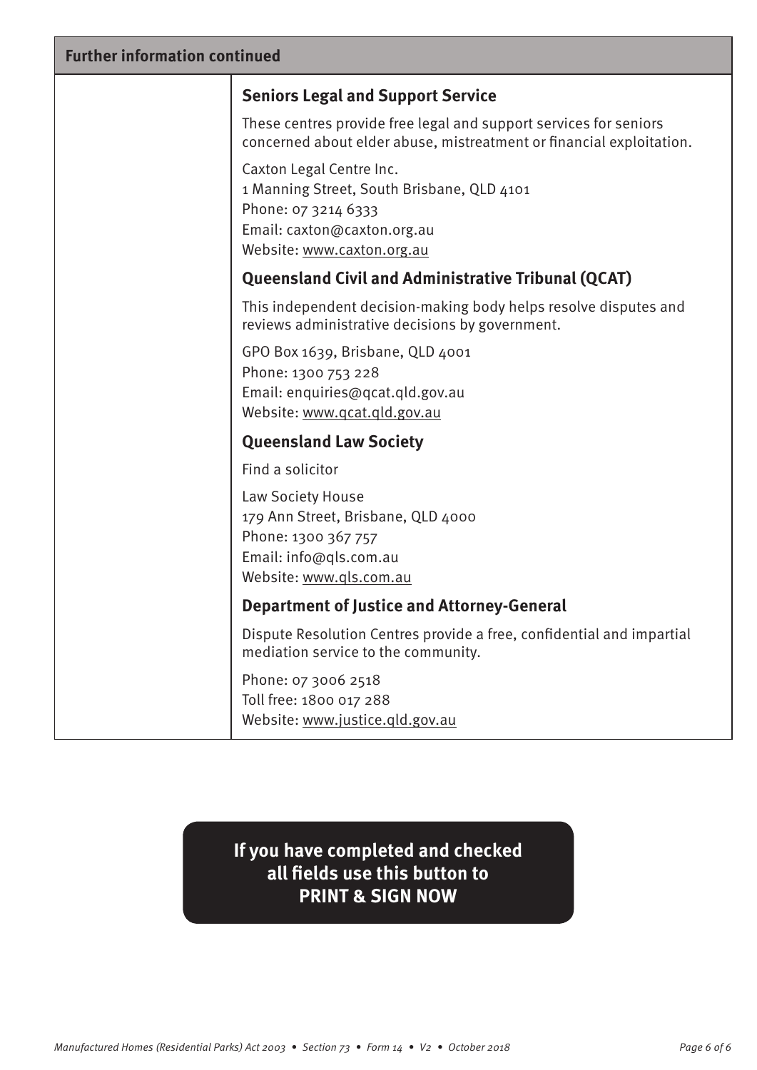## Further information continued

### Seniors Legal and Support Service

These centres provide free legal and support services for seniors concerned about elder abuse, mistreatment or financial exploitation.

Caxton Legal Centre Inc.
1 Manning Street, South Brisbane, QLD 4101
Phone: 07 3214 6333
Email: caxton@caxton.org.au
Website: www.caxton.org.au

### Queensland Civil and Administrative Tribunal (QCAT)

This independent decision-making body helps resolve disputes and reviews administrative decisions by government.

GPO Box 1639, Brisbane, QLD 4001
Phone: 1300 753 228
Email: enquiries@qcat.qld.gov.au
Website: www.qcat.qld.gov.au

### Queensland Law Society

Find a solicitor

Law Society House
179 Ann Street, Brisbane, QLD 4000
Phone: 1300 367 757
Email: info@qls.com.au
Website: www.qls.com.au

### Department of Justice and Attorney-General

Dispute Resolution Centres provide a free, confidential and impartial mediation service to the community.

Phone: 07 3006 2518
Toll free: 1800 017 288
Website: www.justice.qld.gov.au

**If you have completed and checked all fields use this button to PRINT & SIGN NOW**

*Manufactured Homes (Residential Parks) Act 2003 • Section 73 • Form 14 • V2 • October 2018*